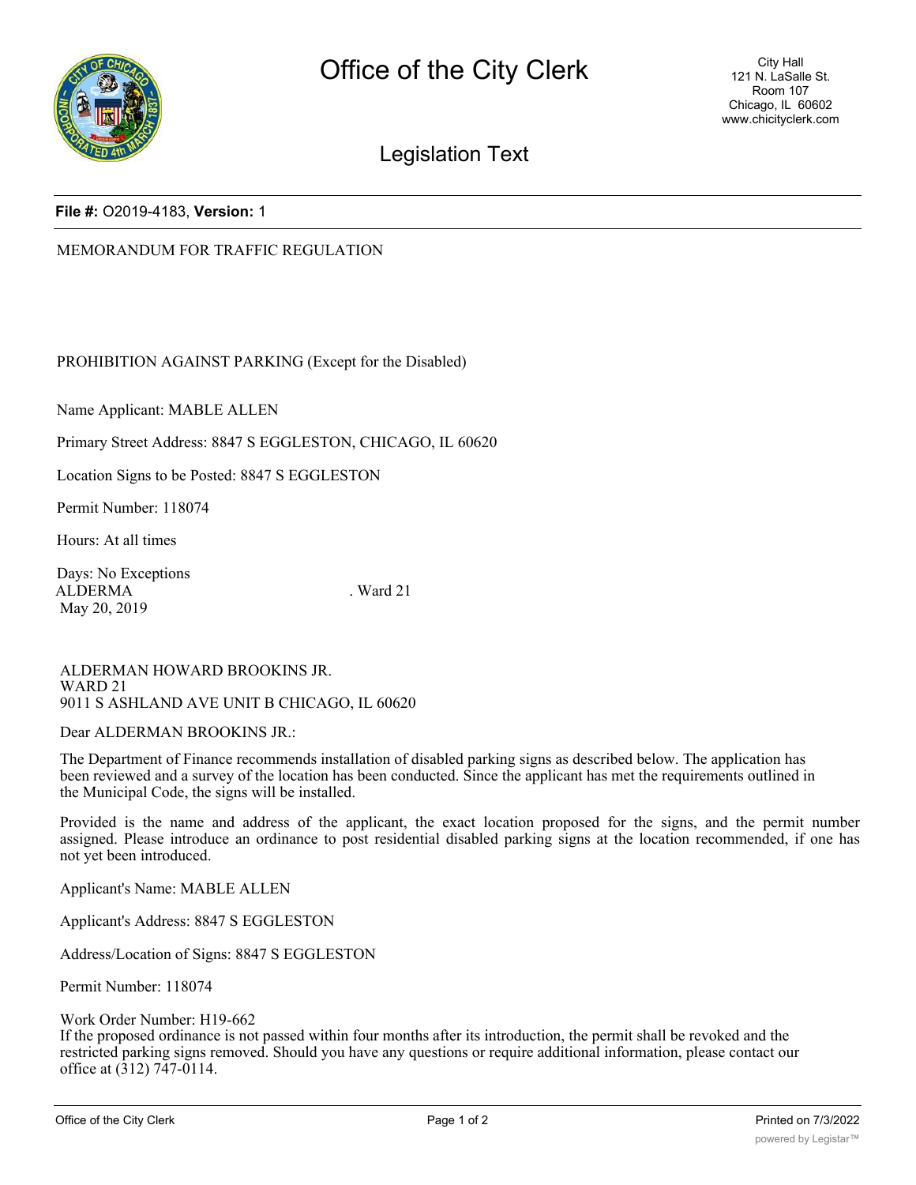# Office of the City Clerk

City Hall
121 N. LaSalle St.
Room 107
Chicago, IL 60602
www.chicityclerk.com

## Legislation Text

**File #:** O2019-4183, **Version:** 1

MEMORANDUM FOR TRAFFIC REGULATION

PROHIBITION AGAINST PARKING (Except for the Disabled)

Name Applicant: MABLE ALLEN

Primary Street Address: 8847 S EGGLESTON, CHICAGO, IL 60620

Location Signs to be Posted: 8847 S EGGLESTON

Permit Number: 118074

Hours: At all times

Days: No Exceptions

ALDERMA . Ward 21

May 20, 2019

ALDERMAN HOWARD BROOKINS JR.
WARD 21
9011 S ASHLAND AVE UNIT B CHICAGO, IL 60620

Dear ALDERMAN BROOKINS JR.:

The Department of Finance recommends installation of disabled parking signs as described below. The application has been reviewed and a survey of the location has been conducted. Since the applicant has met the requirements outlined in the Municipal Code, the signs will be installed.

Provided is the name and address of the applicant, the exact location proposed for the signs, and the permit number assigned. Please introduce an ordinance to post residential disabled parking signs at the location recommended, if one has not yet been introduced.

Applicant's Name: MABLE ALLEN

Applicant's Address: 8847 S EGGLESTON

Address/Location of Signs: 8847 S EGGLESTON

Permit Number: 118074

Work Order Number: H19-662

If the proposed ordinance is not passed within four months after its introduction, the permit shall be revoked and the restricted parking signs removed. Should you have any questions or require additional information, please contact our office at (312) 747-0114.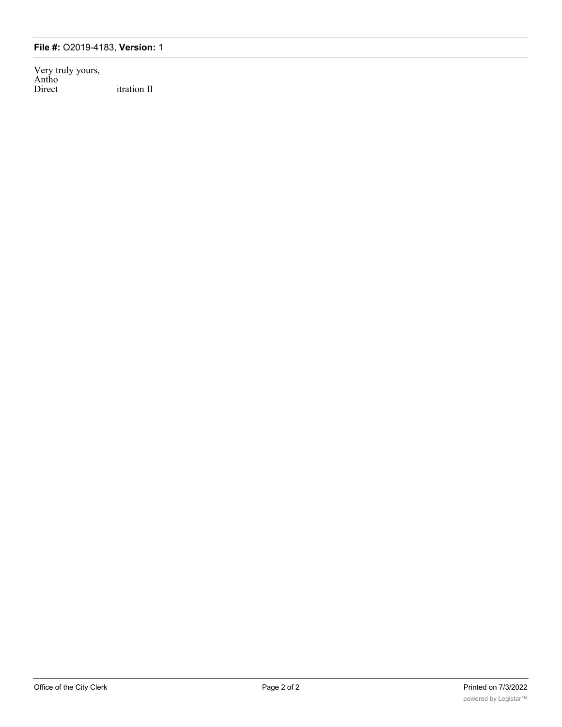Very truly yours,
Antho
Direct itration II